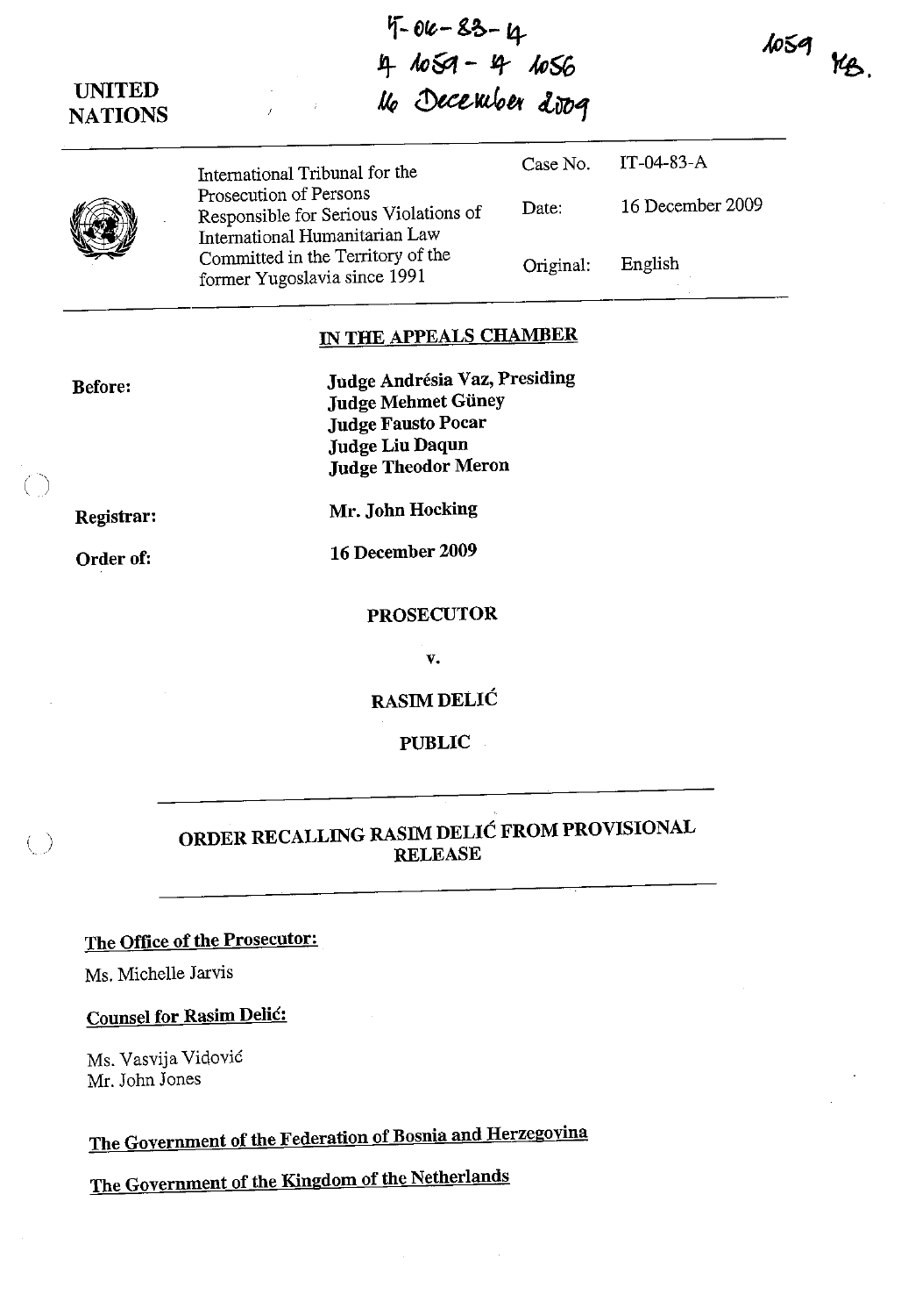IT-04-83-A
A 1059 - A 1056
16 December 2009

1059 MB.

UNITED NATIONS

| | | |
|---|---|---|
| International Tribunal for the Prosecution of Persons Responsible for Serious Violations of International Humanitarian Law Committed in the Territory of the former Yugoslavia since 1991 | Case No. | IT-04-83-A |
| | Date: | 16 December 2009 |
| | Original: | English |

## IN THE APPEALS CHAMBER

**Before:**
**Judge Andrésia Vaz, Presiding**
**Judge Mehmet Güney**
**Judge Fausto Pocar**
**Judge Liu Daqun**
**Judge Theodor Meron**

**Registrar:** **Mr. John Hocking**

**Order of:** **16 December 2009**

**PROSECUTOR**

**v.**

**RASIM DELIĆ**

**PUBLIC**

# ORDER RECALLING RASIM DELIĆ FROM PROVISIONAL RELEASE

**The Office of the Prosecutor:**

Ms. Michelle Jarvis

**Counsel for Rasim Delić:**

Ms. Vasvija Vidović
Mr. John Jones

**The Government of the Federation of Bosnia and Herzegovina**

**The Government of the Kingdom of the Netherlands**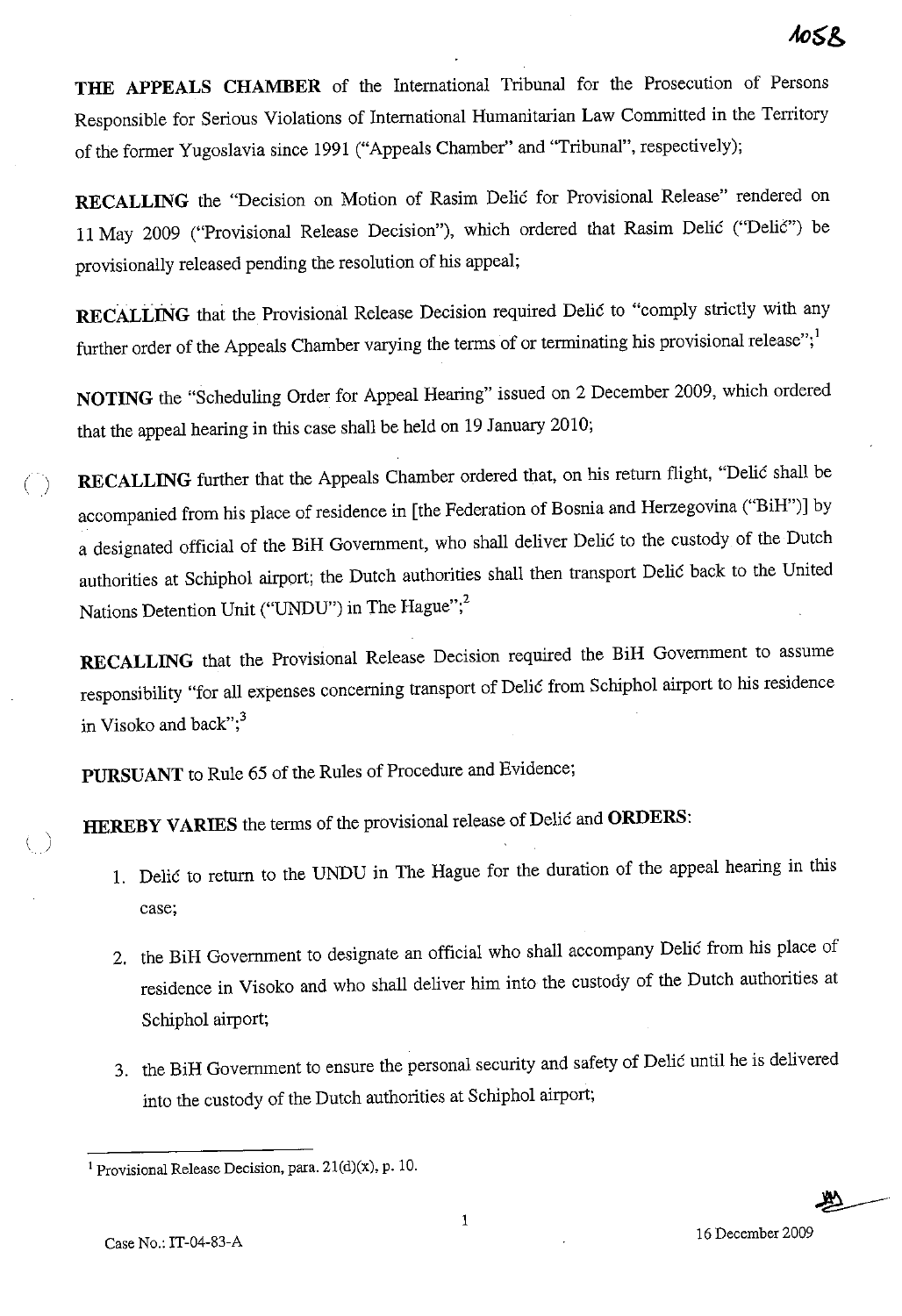**THE APPEALS CHAMBER** of the International Tribunal for the Prosecution of Persons Responsible for Serious Violations of International Humanitarian Law Committed in the Territory of the former Yugoslavia since 1991 ("Appeals Chamber" and "Tribunal", respectively);

**RECALLING** the "Decision on Motion of Rasim Delić for Provisional Release" rendered on 11 May 2009 ("Provisional Release Decision"), which ordered that Rasim Delić ("Delić") be provisionally released pending the resolution of his appeal;

**RECALLING** that the Provisional Release Decision required Delić to "comply strictly with any further order of the Appeals Chamber varying the terms of or terminating his provisional release";[1]

**NOTING** the "Scheduling Order for Appeal Hearing" issued on 2 December 2009, which ordered that the appeal hearing in this case shall be held on 19 January 2010;

**RECALLING** further that the Appeals Chamber ordered that, on his return flight, "Delić shall be accompanied from his place of residence in [the Federation of Bosnia and Herzegovina ("BiH")] by a designated official of the BiH Government, who shall deliver Delić to the custody of the Dutch authorities at Schiphol airport; the Dutch authorities shall then transport Delić back to the United Nations Detention Unit ("UNDU") in The Hague";[2]

**RECALLING** that the Provisional Release Decision required the BiH Government to assume responsibility "for all expenses concerning transport of Delić from Schiphol airport to his residence in Visoko and back";[3]

**PURSUANT** to Rule 65 of the Rules of Procedure and Evidence;

**HEREBY VARIES** the terms of the provisional release of Delić and **ORDERS**:

1. Delić to return to the UNDU in The Hague for the duration of the appeal hearing in this case;
2. the BiH Government to designate an official who shall accompany Delić from his place of residence in Visoko and who shall deliver him into the custody of the Dutch authorities at Schiphol airport;
3. the BiH Government to ensure the personal security and safety of Delić until he is delivered into the custody of the Dutch authorities at Schiphol airport;

---

[1] Provisional Release Decision, para. 21(d)(x), p. 10.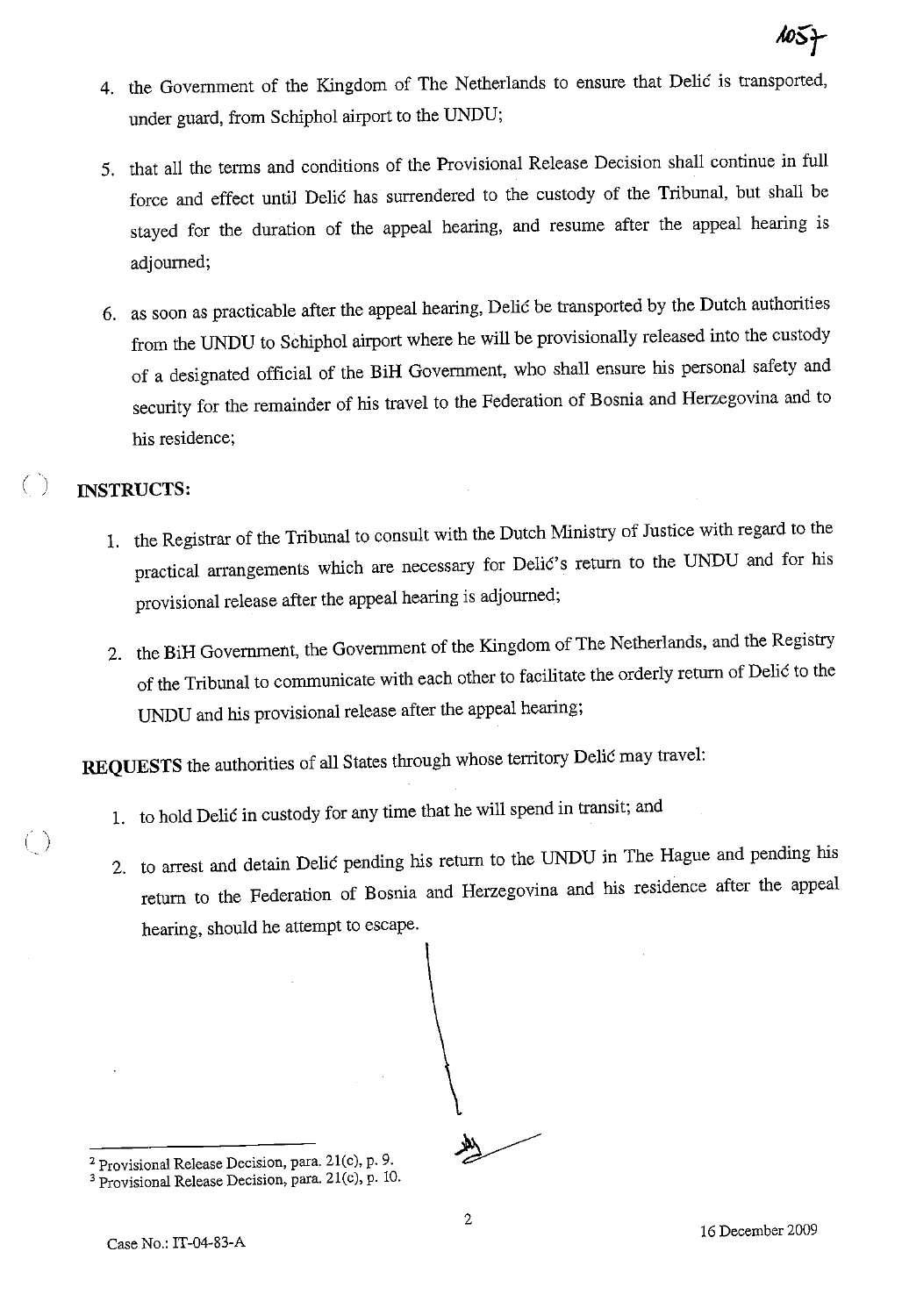4. the Government of the Kingdom of The Netherlands to ensure that Delić is transported, under guard, from Schiphol airport to the UNDU;

5. that all the terms and conditions of the Provisional Release Decision shall continue in full force and effect until Delić has surrendered to the custody of the Tribunal, but shall be stayed for the duration of the appeal hearing, and resume after the appeal hearing is adjourned;

6. as soon as practicable after the appeal hearing, Delić be transported by the Dutch authorities from the UNDU to Schiphol airport where he will be provisionally released into the custody of a designated official of the BiH Government, who shall ensure his personal safety and security for the remainder of his travel to the Federation of Bosnia and Herzegovina and to his residence;

**INSTRUCTS:**

1. the Registrar of the Tribunal to consult with the Dutch Ministry of Justice with regard to the practical arrangements which are necessary for Delić's return to the UNDU and for his provisional release after the appeal hearing is adjourned;

2. the BiH Government, the Government of the Kingdom of The Netherlands, and the Registry of the Tribunal to communicate with each other to facilitate the orderly return of Delić to the UNDU and his provisional release after the appeal hearing;

**REQUESTS** the authorities of all States through whose territory Delić may travel:

1. to hold Delić in custody for any time that he will spend in transit; and

2. to arrest and detain Delić pending his return to the UNDU in The Hague and pending his return to the Federation of Bosnia and Herzegovina and his residence after the appeal hearing, should he attempt to escape.

---

[2] Provisional Release Decision, para. 21(c), p. 9.

[3] Provisional Release Decision, para. 21(c), p. 10.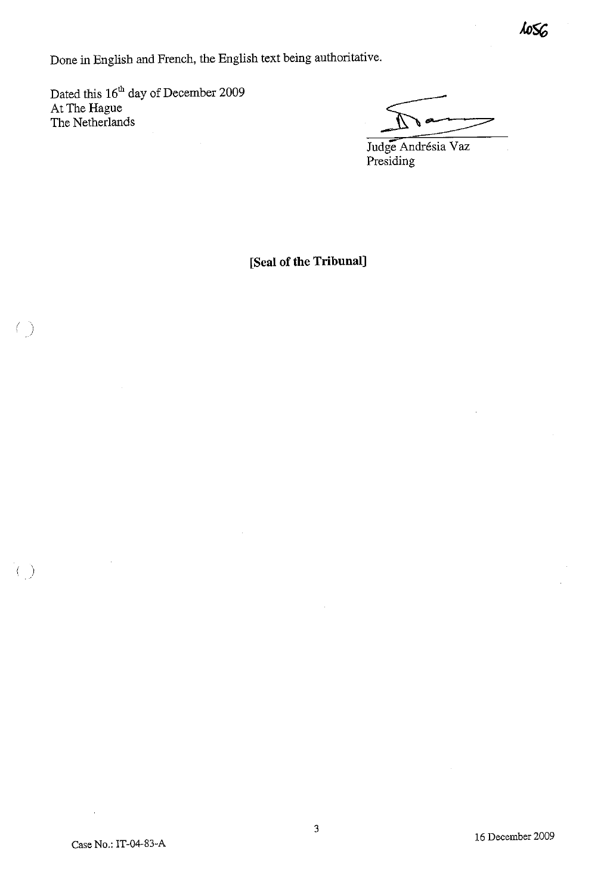Done in English and French, the English text being authoritative.

Dated this 16th day of December 2009
At The Hague
The Netherlands

Judge Andrésia Vaz
Presiding

**[Seal of the Tribunal]**